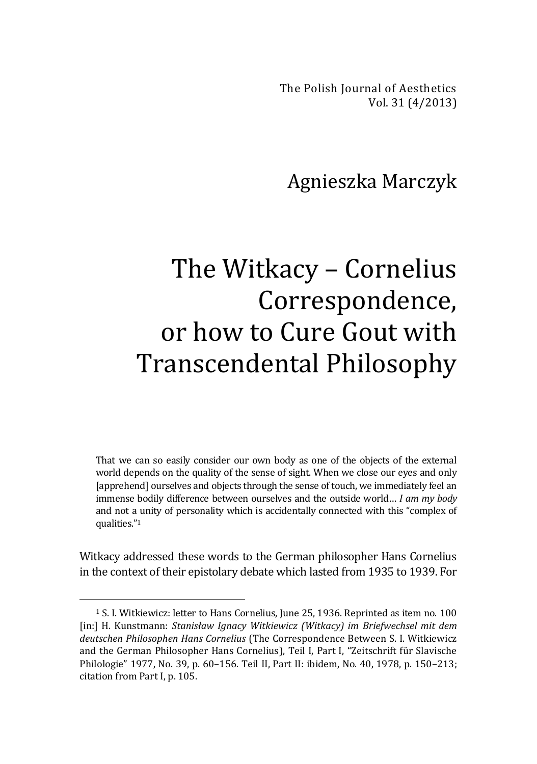The Polish Journal of Aesthetics
Vol. 31 (4/2013)

Agnieszka Marczyk

# The Witkacy – Cornelius Correspondence, or how to Cure Gout with Transcendental Philosophy

> That we can so easily consider our own body as one of the objects of the external world depends on the quality of the sense of sight. When we close our eyes and only [apprehend] ourselves and objects through the sense of touch, we immediately feel an immense bodily difference between ourselves and the outside world… *I am my body* and not a unity of personality which is accidentally connected with this "complex of qualities."[1]

Witkacy addressed these words to the German philosopher Hans Cornelius in the context of their epistolary debate which lasted from 1935 to 1939. For

---

[1] S. I. Witkiewicz: letter to Hans Cornelius, June 25, 1936. Reprinted as item no. 100 [in:] H. Kunstmann: *Stanisław Ignacy Witkiewicz (Witkacy) im Briefwechsel mit dem deutschen Philosophen Hans Cornelius* (The Correspondence Between S. I. Witkiewicz and the German Philosopher Hans Cornelius), Teil I, Part I, "Zeitschrift für Slavische Philologie" 1977, No. 39, p. 60–156. Teil II, Part II: ibidem, No. 40, 1978, p. 150–213; citation from Part I, p. 105.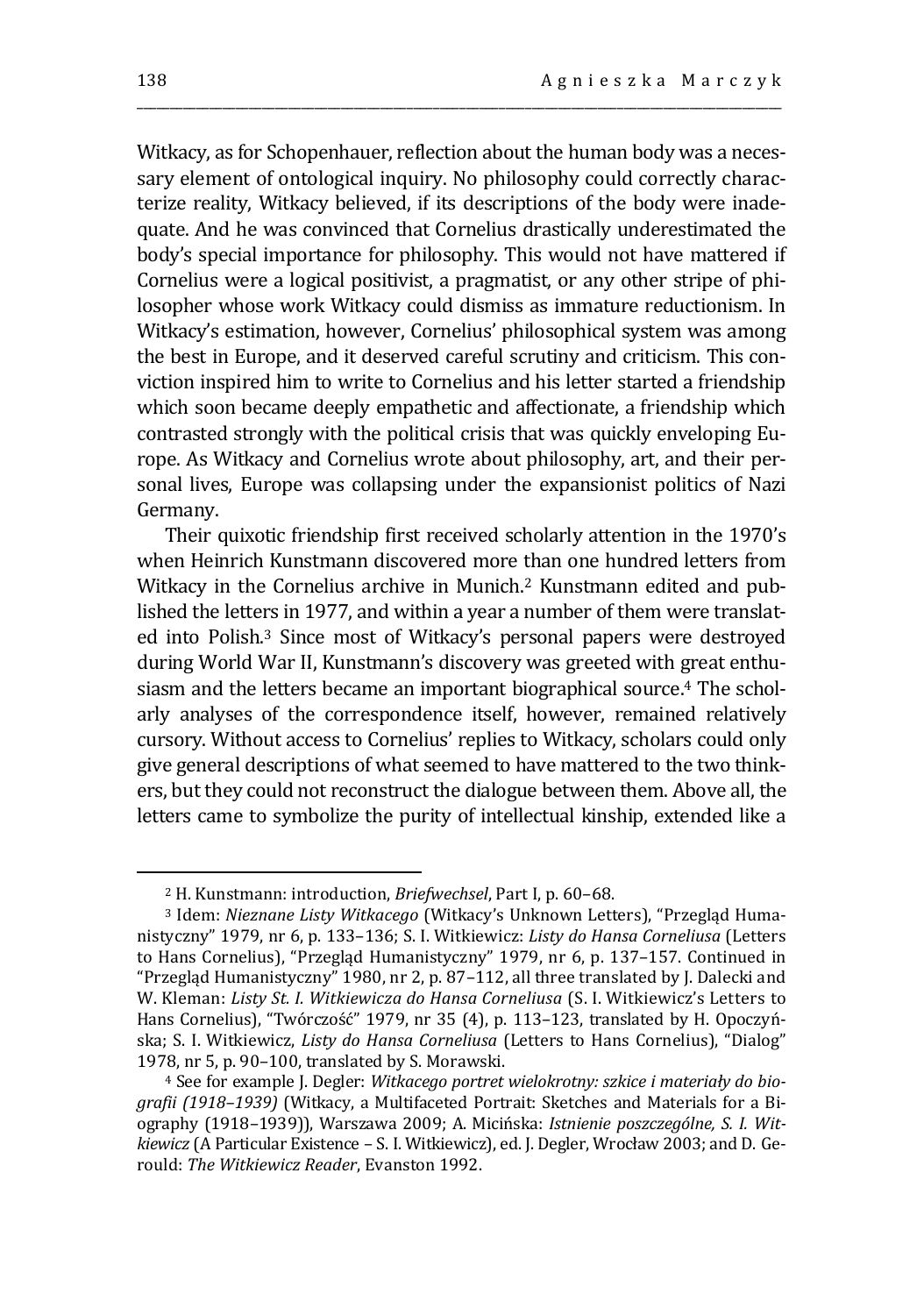Witkacy, as for Schopenhauer, reflection about the human body was a necessary element of ontological inquiry. No philosophy could correctly characterize reality, Witkacy believed, if its descriptions of the body were inadequate. And he was convinced that Cornelius drastically underestimated the body's special importance for philosophy. This would not have mattered if Cornelius were a logical positivist, a pragmatist, or any other stripe of philosopher whose work Witkacy could dismiss as immature reductionism. In Witkacy's estimation, however, Cornelius' philosophical system was among the best in Europe, and it deserved careful scrutiny and criticism. This conviction inspired him to write to Cornelius and his letter started a friendship which soon became deeply empathetic and affectionate, a friendship which contrasted strongly with the political crisis that was quickly enveloping Europe. As Witkacy and Cornelius wrote about philosophy, art, and their personal lives, Europe was collapsing under the expansionist politics of Nazi Germany.

Their quixotic friendship first received scholarly attention in the 1970's when Heinrich Kunstmann discovered more than one hundred letters from Witkacy in the Cornelius archive in Munich.[2] Kunstmann edited and published the letters in 1977, and within a year a number of them were translated into Polish.[3] Since most of Witkacy's personal papers were destroyed during World War II, Kunstmann's discovery was greeted with great enthusiasm and the letters became an important biographical source.[4] The scholarly analyses of the correspondence itself, however, remained relatively cursory. Without access to Cornelius' replies to Witkacy, scholars could only give general descriptions of what seemed to have mattered to the two thinkers, but they could not reconstruct the dialogue between them. Above all, the letters came to symbolize the purity of intellectual kinship, extended like a

---

[2] H. Kunstmann: introduction, *Briefwechsel*, Part I, p. 60–68.

[3] Idem: *Nieznane Listy Witkacego* (Witkacy's Unknown Letters), "Przegląd Humanistyczny" 1979, nr 6, p. 133–136; S. I. Witkiewicz: *Listy do Hansa Corneliusa* (Letters to Hans Cornelius), "Przegląd Humanistyczny" 1979, nr 6, p. 137–157. Continued in "Przegląd Humanistyczny" 1980, nr 2, p. 87–112, all three translated by J. Dalecki and W. Kleman: *Listy St. I. Witkiewicza do Hansa Corneliusa* (S. I. Witkiewicz's Letters to Hans Cornelius), "Twórczość" 1979, nr 35 (4), p. 113–123, translated by H. Opoczyńska; S. I. Witkiewicz, *Listy do Hansa Corneliusa* (Letters to Hans Cornelius), "Dialog" 1978, nr 5, p. 90–100, translated by S. Morawski.

[4] See for example J. Degler: *Witkacego portret wielokrotny: szkice i materiały do biografii (1918–1939)* (Witkacy, a Multifaceted Portrait: Sketches and Materials for a Biography (1918–1939)), Warszawa 2009; A. Micińska: *Istnienie poszczególne, S. I. Witkiewicz* (A Particular Existence – S. I. Witkiewicz), ed. J. Degler, Wrocław 2003; and D. Gerould: *The Witkiewicz Reader*, Evanston 1992.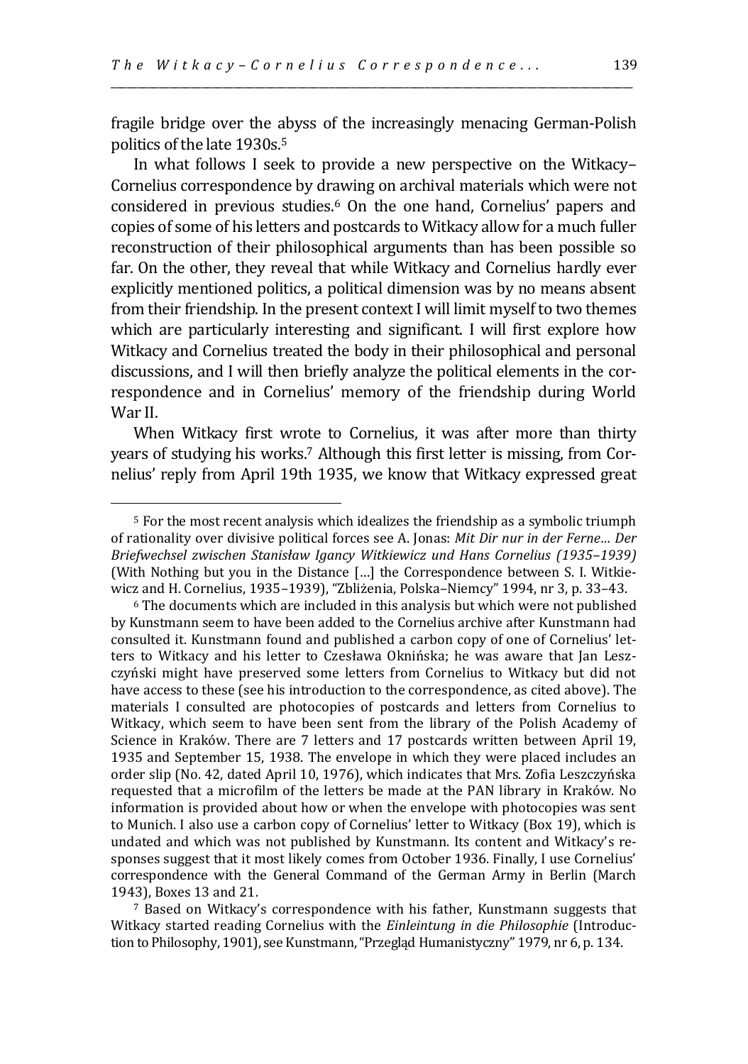fragile bridge over the abyss of the increasingly menacing German-Polish politics of the late 1930s.[5]

In what follows I seek to provide a new perspective on the Witkacy–Cornelius correspondence by drawing on archival materials which were not considered in previous studies.[6] On the one hand, Cornelius' papers and copies of some of his letters and postcards to Witkacy allow for a much fuller reconstruction of their philosophical arguments than has been possible so far. On the other, they reveal that while Witkacy and Cornelius hardly ever explicitly mentioned politics, a political dimension was by no means absent from their friendship. In the present context I will limit myself to two themes which are particularly interesting and significant. I will first explore how Witkacy and Cornelius treated the body in their philosophical and personal discussions, and I will then briefly analyze the political elements in the correspondence and in Cornelius' memory of the friendship during World War II.

When Witkacy first wrote to Cornelius, it was after more than thirty years of studying his works.[7] Although this first letter is missing, from Cornelius' reply from April 19th 1935, we know that Witkacy expressed great

---

[5] For the most recent analysis which idealizes the friendship as a symbolic triumph of rationality over divisive political forces see A. Jonas: *Mit Dir nur in der Ferne... Der Briefwechsel zwischen Stanisław Igancy Witkiewicz und Hans Cornelius (1935–1939)* (With Nothing but you in the Distance […] the Correspondence between S. I. Witkiewicz and H. Cornelius, 1935–1939), "Zbliżenia, Polska–Niemcy" 1994, nr 3, p. 33–43.

[6] The documents which are included in this analysis but which were not published by Kunstmann seem to have been added to the Cornelius archive after Kunstmann had consulted it. Kunstmann found and published a carbon copy of one of Cornelius' letters to Witkacy and his letter to Czesława Oknińska; he was aware that Jan Leszczyński might have preserved some letters from Cornelius to Witkacy but did not have access to these (see his introduction to the correspondence, as cited above). The materials I consulted are photocopies of postcards and letters from Cornelius to Witkacy, which seem to have been sent from the library of the Polish Academy of Science in Kraków. There are 7 letters and 17 postcards written between April 19, 1935 and September 15, 1938. The envelope in which they were placed includes an order slip (No. 42, dated April 10, 1976), which indicates that Mrs. Zofia Leszczyńska requested that a microfilm of the letters be made at the PAN library in Kraków. No information is provided about how or when the envelope with photocopies was sent to Munich. I also use a carbon copy of Cornelius' letter to Witkacy (Box 19), which is undated and which was not published by Kunstmann. Its content and Witkacy's responses suggest that it most likely comes from October 1936. Finally, I use Cornelius' correspondence with the General Command of the German Army in Berlin (March 1943), Boxes 13 and 21.

[7] Based on Witkacy's correspondence with his father, Kunstmann suggests that Witkacy started reading Cornelius with the *Einleintung in die Philosophie* (Introduction to Philosophy, 1901), see Kunstmann, "Przegląd Humanistyczny" 1979, nr 6, p. 134.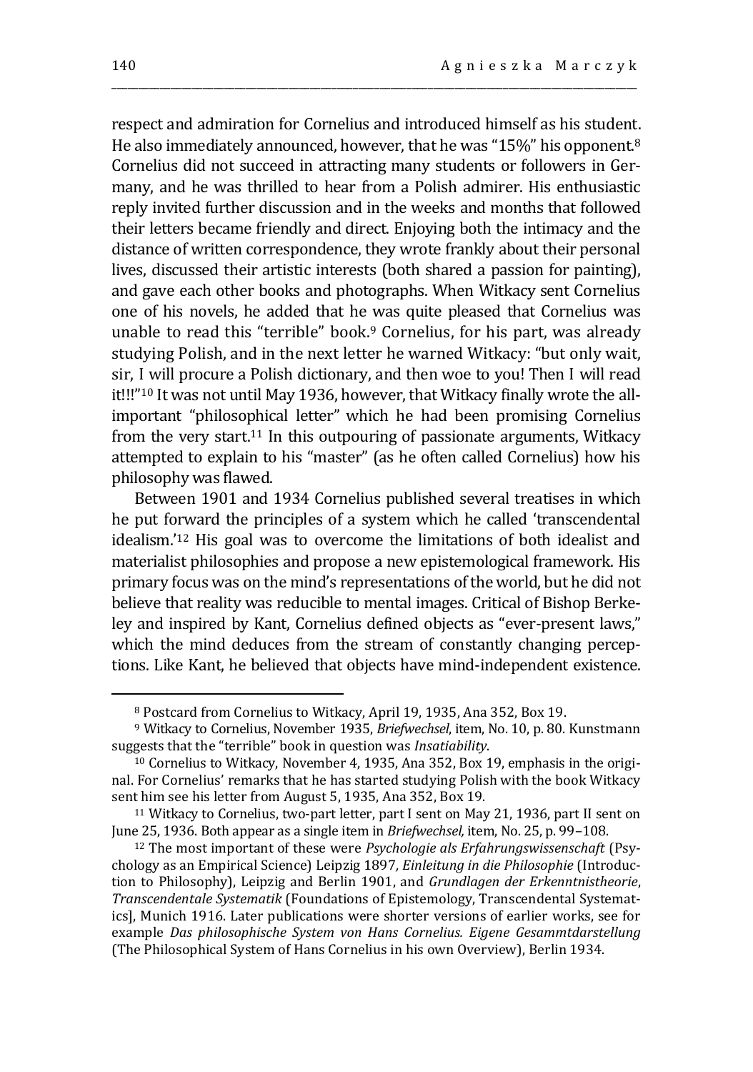respect and admiration for Cornelius and introduced himself as his student. He also immediately announced, however, that he was "15%" his opponent.[8] Cornelius did not succeed in attracting many students or followers in Germany, and he was thrilled to hear from a Polish admirer. His enthusiastic reply invited further discussion and in the weeks and months that followed their letters became friendly and direct. Enjoying both the intimacy and the distance of written correspondence, they wrote frankly about their personal lives, discussed their artistic interests (both shared a passion for painting), and gave each other books and photographs. When Witkacy sent Cornelius one of his novels, he added that he was quite pleased that Cornelius was unable to read this "terrible" book.[9] Cornelius, for his part, was already studying Polish, and in the next letter he warned Witkacy: "but only wait, sir, I will procure a Polish dictionary, and then woe to you! Then I will read it!!!"[10] It was not until May 1936, however, that Witkacy finally wrote the all-important "philosophical letter" which he had been promising Cornelius from the very start.[11] In this outpouring of passionate arguments, Witkacy attempted to explain to his "master" (as he often called Cornelius) how his philosophy was flawed.

Between 1901 and 1934 Cornelius published several treatises in which he put forward the principles of a system which he called 'transcendental idealism.'[12] His goal was to overcome the limitations of both idealist and materialist philosophies and propose a new epistemological framework. His primary focus was on the mind's representations of the world, but he did not believe that reality was reducible to mental images. Critical of Bishop Berkeley and inspired by Kant, Cornelius defined objects as "ever-present laws," which the mind deduces from the stream of constantly changing perceptions. Like Kant, he believed that objects have mind-independent existence.

---

[8] Postcard from Cornelius to Witkacy, April 19, 1935, Ana 352, Box 19.

[9] Witkacy to Cornelius, November 1935, *Briefwechsel*, item, No. 10, p. 80. Kunstmann suggests that the "terrible" book in question was *Insatiability*.

[10] Cornelius to Witkacy, November 4, 1935, Ana 352, Box 19, emphasis in the original. For Cornelius' remarks that he has started studying Polish with the book Witkacy sent him see his letter from August 5, 1935, Ana 352, Box 19.

[11] Witkacy to Cornelius, two-part letter, part I sent on May 21, 1936, part II sent on June 25, 1936. Both appear as a single item in *Briefwechsel,* item, No. 25, p. 99–108.

[12] The most important of these were *Psychologie als Erfahrungswissenschaft* (Psychology as an Empirical Science) Leipzig 1897, *Einleitung in die Philosophie* (Introduction to Philosophy), Leipzig and Berlin 1901, and *Grundlagen der Erkenntnistheorie*, *Transcendentale Systematik* (Foundations of Epistemology, Transcendental Systematics], Munich 1916. Later publications were shorter versions of earlier works, see for example *Das philosophische System von Hans Cornelius. Eigene Gesammtdarstellung* (The Philosophical System of Hans Cornelius in his own Overview), Berlin 1934.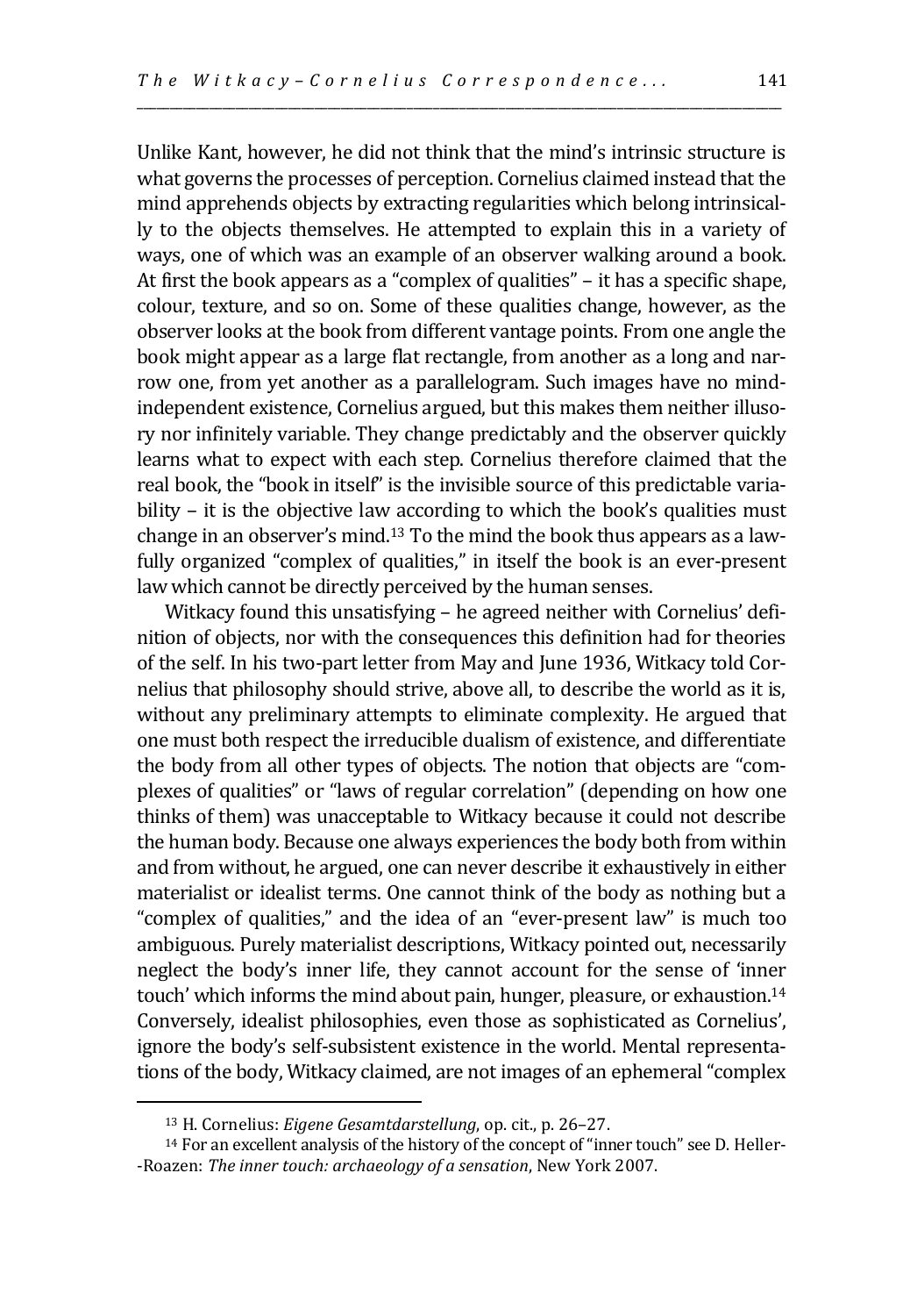Unlike Kant, however, he did not think that the mind's intrinsic structure is what governs the processes of perception. Cornelius claimed instead that the mind apprehends objects by extracting regularities which belong intrinsically to the objects themselves. He attempted to explain this in a variety of ways, one of which was an example of an observer walking around a book. At first the book appears as a "complex of qualities" – it has a specific shape, colour, texture, and so on. Some of these qualities change, however, as the observer looks at the book from different vantage points. From one angle the book might appear as a large flat rectangle, from another as a long and narrow one, from yet another as a parallelogram. Such images have no mind-independent existence, Cornelius argued, but this makes them neither illusory nor infinitely variable. They change predictably and the observer quickly learns what to expect with each step. Cornelius therefore claimed that the real book, the "book in itself" is the invisible source of this predictable variability – it is the objective law according to which the book's qualities must change in an observer's mind.[13] To the mind the book thus appears as a lawfully organized "complex of qualities," in itself the book is an ever-present law which cannot be directly perceived by the human senses.

Witkacy found this unsatisfying – he agreed neither with Cornelius' definition of objects, nor with the consequences this definition had for theories of the self. In his two-part letter from May and June 1936, Witkacy told Cornelius that philosophy should strive, above all, to describe the world as it is, without any preliminary attempts to eliminate complexity. He argued that one must both respect the irreducible dualism of existence, and differentiate the body from all other types of objects. The notion that objects are "complexes of qualities" or "laws of regular correlation" (depending on how one thinks of them) was unacceptable to Witkacy because it could not describe the human body. Because one always experiences the body both from within and from without, he argued, one can never describe it exhaustively in either materialist or idealist terms. One cannot think of the body as nothing but a "complex of qualities," and the idea of an "ever-present law" is much too ambiguous. Purely materialist descriptions, Witkacy pointed out, necessarily neglect the body's inner life, they cannot account for the sense of 'inner touch' which informs the mind about pain, hunger, pleasure, or exhaustion.[14] Conversely, idealist philosophies, even those as sophisticated as Cornelius', ignore the body's self-subsistent existence in the world. Mental representations of the body, Witkacy claimed, are not images of an ephemeral "complex

---

[13] H. Cornelius: *Eigene Gesamtdarstellung*, op. cit., p. 26–27.

[14] For an excellent analysis of the history of the concept of "inner touch" see D. Heller-Roazen: *The inner touch: archaeology of a sensation*, New York 2007.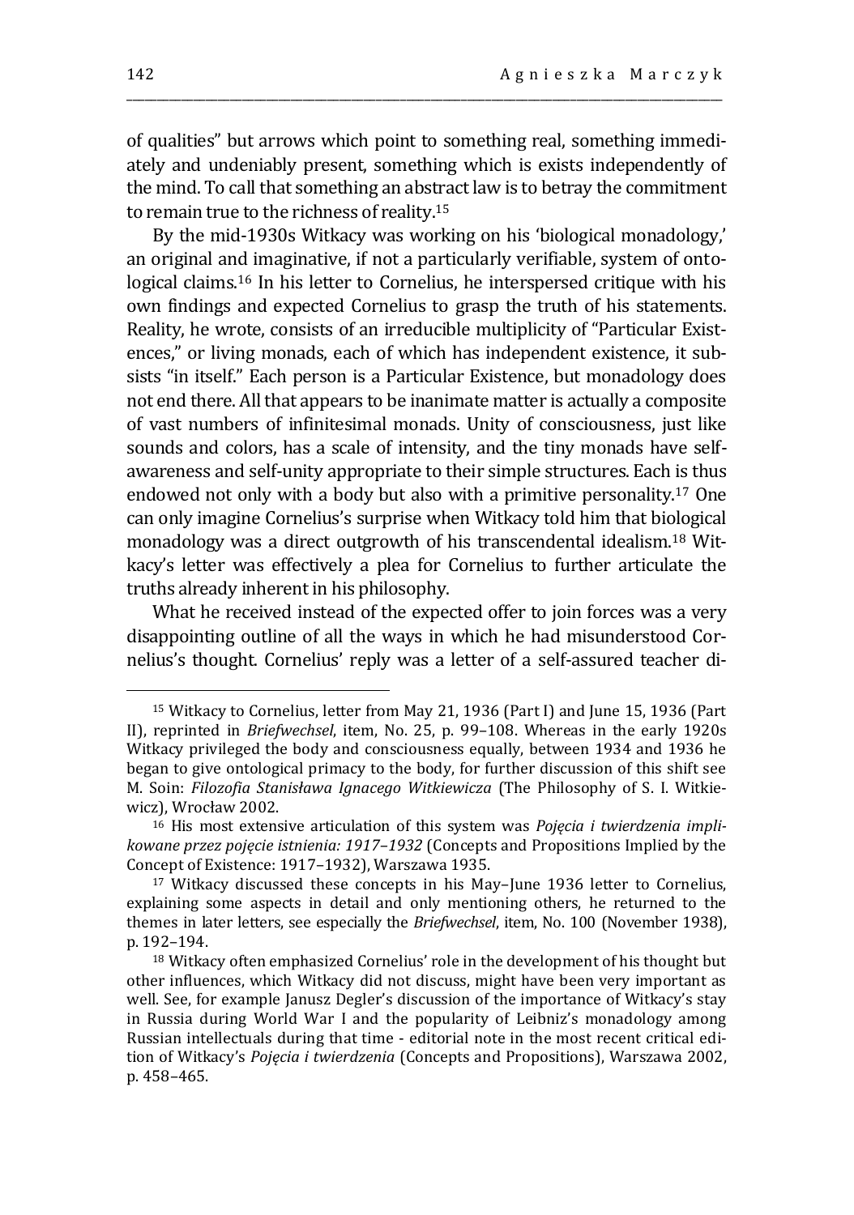of qualities" but arrows which point to something real, something immediately and undeniably present, something which is exists independently of the mind. To call that something an abstract law is to betray the commitment to remain true to the richness of reality.[15]

By the mid-1930s Witkacy was working on his 'biological monadology,' an original and imaginative, if not a particularly verifiable, system of ontological claims.[16] In his letter to Cornelius, he interspersed critique with his own findings and expected Cornelius to grasp the truth of his statements. Reality, he wrote, consists of an irreducible multiplicity of "Particular Existences," or living monads, each of which has independent existence, it subsists "in itself." Each person is a Particular Existence, but monadology does not end there. All that appears to be inanimate matter is actually a composite of vast numbers of infinitesimal monads. Unity of consciousness, just like sounds and colors, has a scale of intensity, and the tiny monads have self-awareness and self-unity appropriate to their simple structures. Each is thus endowed not only with a body but also with a primitive personality.[17] One can only imagine Cornelius's surprise when Witkacy told him that biological monadology was a direct outgrowth of his transcendental idealism.[18] Witkacy's letter was effectively a plea for Cornelius to further articulate the truths already inherent in his philosophy.

What he received instead of the expected offer to join forces was a very disappointing outline of all the ways in which he had misunderstood Cornelius's thought. Cornelius' reply was a letter of a self-assured teacher di-

---

[15] Witkacy to Cornelius, letter from May 21, 1936 (Part I) and June 15, 1936 (Part II), reprinted in *Briefwechsel*, item, No. 25, p. 99–108. Whereas in the early 1920s Witkacy privileged the body and consciousness equally, between 1934 and 1936 he began to give ontological primacy to the body, for further discussion of this shift see M. Soin: *Filozofia Stanisława Ignacego Witkiewicza* (The Philosophy of S. I. Witkiewicz), Wrocław 2002.

[16] His most extensive articulation of this system was *Pojęcia i twierdzenia implikowane przez pojęcie istnienia: 1917–1932* (Concepts and Propositions Implied by the Concept of Existence: 1917–1932), Warszawa 1935.

[17] Witkacy discussed these concepts in his May–June 1936 letter to Cornelius, explaining some aspects in detail and only mentioning others, he returned to the themes in later letters, see especially the *Briefwechsel*, item, No. 100 (November 1938), p. 192–194.

[18] Witkacy often emphasized Cornelius' role in the development of his thought but other influences, which Witkacy did not discuss, might have been very important as well. See, for example Janusz Degler's discussion of the importance of Witkacy's stay in Russia during World War I and the popularity of Leibniz's monadology among Russian intellectuals during that time - editorial note in the most recent critical edition of Witkacy's *Pojęcia i twierdzenia* (Concepts and Propositions), Warszawa 2002, p. 458–465.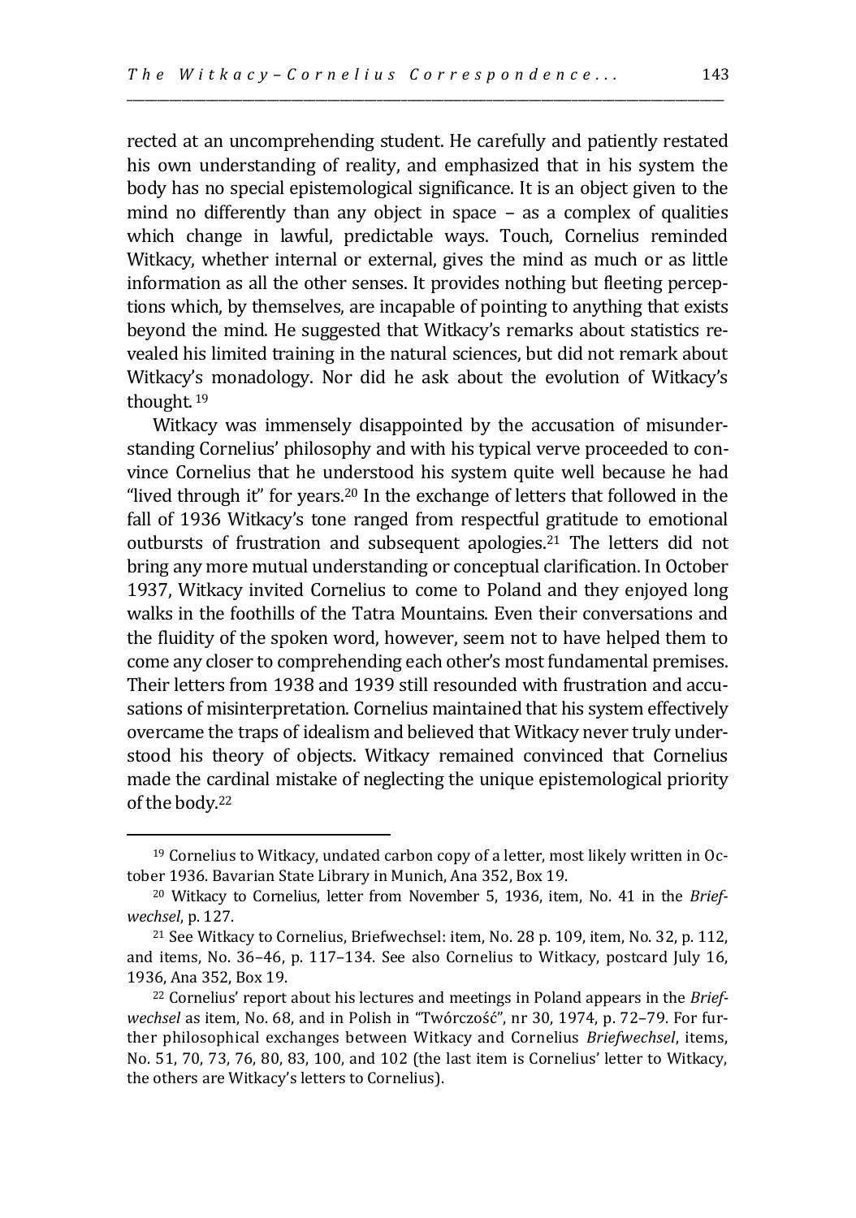rected at an uncomprehending student. He carefully and patiently restated his own understanding of reality, and emphasized that in his system the body has no special epistemological significance. It is an object given to the mind no differently than any object in space – as a complex of qualities which change in lawful, predictable ways. Touch, Cornelius reminded Witkacy, whether internal or external, gives the mind as much or as little information as all the other senses. It provides nothing but fleeting perceptions which, by themselves, are incapable of pointing to anything that exists beyond the mind. He suggested that Witkacy's remarks about statistics revealed his limited training in the natural sciences, but did not remark about Witkacy's monadology. Nor did he ask about the evolution of Witkacy's thought.[19]

Witkacy was immensely disappointed by the accusation of misunderstanding Cornelius' philosophy and with his typical verve proceeded to convince Cornelius that he understood his system quite well because he had "lived through it" for years.[20] In the exchange of letters that followed in the fall of 1936 Witkacy's tone ranged from respectful gratitude to emotional outbursts of frustration and subsequent apologies.[21] The letters did not bring any more mutual understanding or conceptual clarification. In October 1937, Witkacy invited Cornelius to come to Poland and they enjoyed long walks in the foothills of the Tatra Mountains. Even their conversations and the fluidity of the spoken word, however, seem not to have helped them to come any closer to comprehending each other's most fundamental premises. Their letters from 1938 and 1939 still resounded with frustration and accusations of misinterpretation. Cornelius maintained that his system effectively overcame the traps of idealism and believed that Witkacy never truly understood his theory of objects. Witkacy remained convinced that Cornelius made the cardinal mistake of neglecting the unique epistemological priority of the body.[22]

---

[19] Cornelius to Witkacy, undated carbon copy of a letter, most likely written in October 1936. Bavarian State Library in Munich, Ana 352, Box 19.

[20] Witkacy to Cornelius, letter from November 5, 1936, item, No. 41 in the *Briefwechsel*, p. 127.

[21] See Witkacy to Cornelius, Briefwechsel: item, No. 28 p. 109, item, No. 32, p. 112, and items, No. 36–46, p. 117–134. See also Cornelius to Witkacy, postcard July 16, 1936, Ana 352, Box 19.

[22] Cornelius' report about his lectures and meetings in Poland appears in the *Briefwechsel* as item, No. 68, and in Polish in "Twórczość", nr 30, 1974, p. 72–79. For further philosophical exchanges between Witkacy and Cornelius *Briefwechsel*, items, No. 51, 70, 73, 76, 80, 83, 100, and 102 (the last item is Cornelius' letter to Witkacy, the others are Witkacy's letters to Cornelius).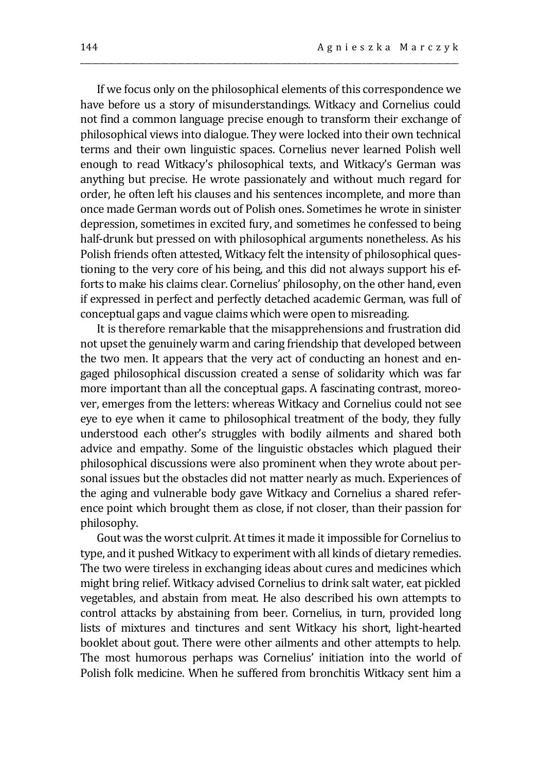If we focus only on the philosophical elements of this correspondence we have before us a story of misunderstandings. Witkacy and Cornelius could not find a common language precise enough to transform their exchange of philosophical views into dialogue. They were locked into their own technical terms and their own linguistic spaces. Cornelius never learned Polish well enough to read Witkacy's philosophical texts, and Witkacy's German was anything but precise. He wrote passionately and without much regard for order, he often left his clauses and his sentences incomplete, and more than once made German words out of Polish ones. Sometimes he wrote in sinister depression, sometimes in excited fury, and sometimes he confessed to being half-drunk but pressed on with philosophical arguments nonetheless. As his Polish friends often attested, Witkacy felt the intensity of philosophical questioning to the very core of his being, and this did not always support his efforts to make his claims clear. Cornelius' philosophy, on the other hand, even if expressed in perfect and perfectly detached academic German, was full of conceptual gaps and vague claims which were open to misreading.

It is therefore remarkable that the misapprehensions and frustration did not upset the genuinely warm and caring friendship that developed between the two men. It appears that the very act of conducting an honest and engaged philosophical discussion created a sense of solidarity which was far more important than all the conceptual gaps. A fascinating contrast, moreover, emerges from the letters: whereas Witkacy and Cornelius could not see eye to eye when it came to philosophical treatment of the body, they fully understood each other's struggles with bodily ailments and shared both advice and empathy. Some of the linguistic obstacles which plagued their philosophical discussions were also prominent when they wrote about personal issues but the obstacles did not matter nearly as much. Experiences of the aging and vulnerable body gave Witkacy and Cornelius a shared reference point which brought them as close, if not closer, than their passion for philosophy.

Gout was the worst culprit. At times it made it impossible for Cornelius to type, and it pushed Witkacy to experiment with all kinds of dietary remedies. The two were tireless in exchanging ideas about cures and medicines which might bring relief. Witkacy advised Cornelius to drink salt water, eat pickled vegetables, and abstain from meat. He also described his own attempts to control attacks by abstaining from beer. Cornelius, in turn, provided long lists of mixtures and tinctures and sent Witkacy his short, light-hearted booklet about gout. There were other ailments and other attempts to help. The most humorous perhaps was Cornelius' initiation into the world of Polish folk medicine. When he suffered from bronchitis Witkacy sent him a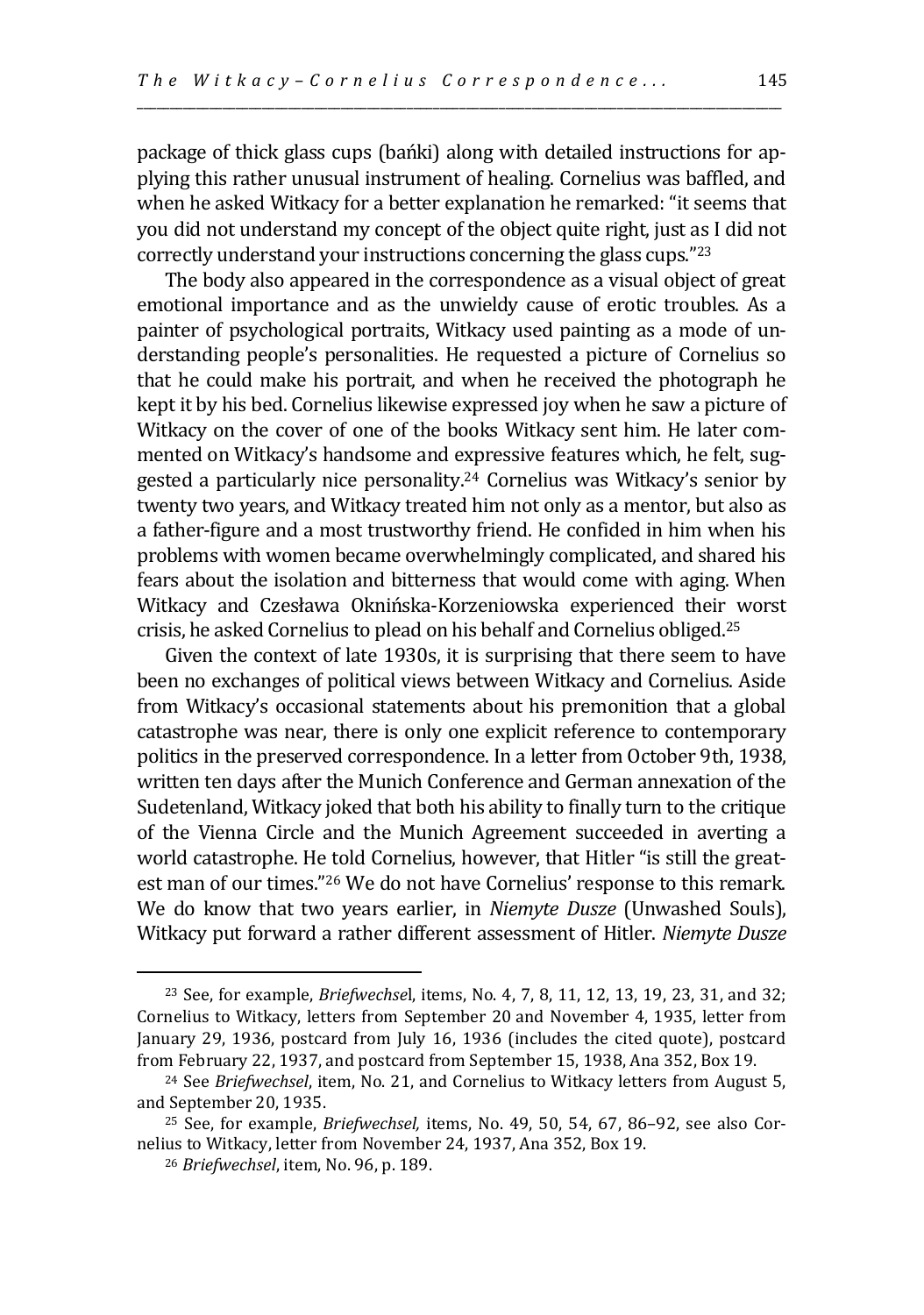package of thick glass cups (bańki) along with detailed instructions for applying this rather unusual instrument of healing. Cornelius was baffled, and when he asked Witkacy for a better explanation he remarked: "it seems that you did not understand my concept of the object quite right, just as I did not correctly understand your instructions concerning the glass cups."[23]

The body also appeared in the correspondence as a visual object of great emotional importance and as the unwieldy cause of erotic troubles. As a painter of psychological portraits, Witkacy used painting as a mode of understanding people's personalities. He requested a picture of Cornelius so that he could make his portrait, and when he received the photograph he kept it by his bed. Cornelius likewise expressed joy when he saw a picture of Witkacy on the cover of one of the books Witkacy sent him. He later commented on Witkacy's handsome and expressive features which, he felt, suggested a particularly nice personality.[24] Cornelius was Witkacy's senior by twenty two years, and Witkacy treated him not only as a mentor, but also as a father-figure and a most trustworthy friend. He confided in him when his problems with women became overwhelmingly complicated, and shared his fears about the isolation and bitterness that would come with aging. When Witkacy and Czesława Oknińska-Korzeniowska experienced their worst crisis, he asked Cornelius to plead on his behalf and Cornelius obliged.[25]

Given the context of late 1930s, it is surprising that there seem to have been no exchanges of political views between Witkacy and Cornelius. Aside from Witkacy's occasional statements about his premonition that a global catastrophe was near, there is only one explicit reference to contemporary politics in the preserved correspondence. In a letter from October 9th, 1938, written ten days after the Munich Conference and German annexation of the Sudetenland, Witkacy joked that both his ability to finally turn to the critique of the Vienna Circle and the Munich Agreement succeeded in averting a world catastrophe. He told Cornelius, however, that Hitler "is still the greatest man of our times."[26] We do not have Cornelius' response to this remark. We do know that two years earlier, in *Niemyte Dusze* (Unwashed Souls), Witkacy put forward a rather different assessment of Hitler. *Niemyte Dusze*

---

[23] See, for example, *Briefwechsel*, items, No. 4, 7, 8, 11, 12, 13, 19, 23, 31, and 32; Cornelius to Witkacy, letters from September 20 and November 4, 1935, letter from January 29, 1936, postcard from July 16, 1936 (includes the cited quote), postcard from February 22, 1937, and postcard from September 15, 1938, Ana 352, Box 19.

[24] See *Briefwechsel*, item, No. 21, and Cornelius to Witkacy letters from August 5, and September 20, 1935.

[25] See, for example, *Briefwechsel,* items, No. 49, 50, 54, 67, 86–92, see also Cornelius to Witkacy, letter from November 24, 1937, Ana 352, Box 19.

[26] *Briefwechsel*, item, No. 96, p. 189.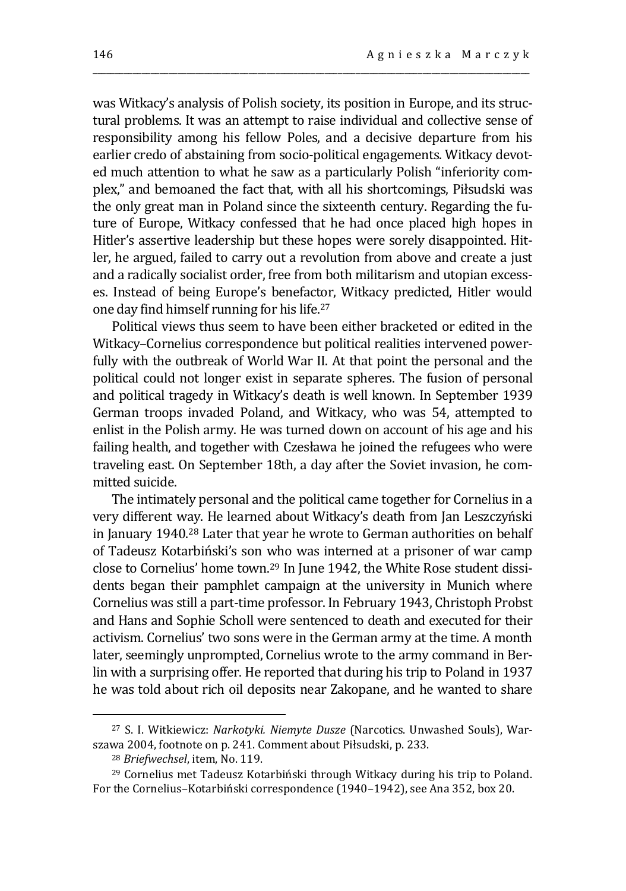was Witkacy's analysis of Polish society, its position in Europe, and its structural problems. It was an attempt to raise individual and collective sense of responsibility among his fellow Poles, and a decisive departure from his earlier credo of abstaining from socio-political engagements. Witkacy devoted much attention to what he saw as a particularly Polish "inferiority complex," and bemoaned the fact that, with all his shortcomings, Piłsudski was the only great man in Poland since the sixteenth century. Regarding the future of Europe, Witkacy confessed that he had once placed high hopes in Hitler's assertive leadership but these hopes were sorely disappointed. Hitler, he argued, failed to carry out a revolution from above and create a just and a radically socialist order, free from both militarism and utopian excesses. Instead of being Europe's benefactor, Witkacy predicted, Hitler would one day find himself running for his life.[27]

Political views thus seem to have been either bracketed or edited in the Witkacy–Cornelius correspondence but political realities intervened powerfully with the outbreak of World War II. At that point the personal and the political could not longer exist in separate spheres. The fusion of personal and political tragedy in Witkacy's death is well known. In September 1939 German troops invaded Poland, and Witkacy, who was 54, attempted to enlist in the Polish army. He was turned down on account of his age and his failing health, and together with Czesława he joined the refugees who were traveling east. On September 18th, a day after the Soviet invasion, he committed suicide.

The intimately personal and the political came together for Cornelius in a very different way. He learned about Witkacy's death from Jan Leszczyński in January 1940.[28] Later that year he wrote to German authorities on behalf of Tadeusz Kotarbiński's son who was interned at a prisoner of war camp close to Cornelius' home town.[29] In June 1942, the White Rose student dissidents began their pamphlet campaign at the university in Munich where Cornelius was still a part-time professor. In February 1943, Christoph Probst and Hans and Sophie Scholl were sentenced to death and executed for their activism. Cornelius' two sons were in the German army at the time. A month later, seemingly unprompted, Cornelius wrote to the army command in Berlin with a surprising offer. He reported that during his trip to Poland in 1937 he was told about rich oil deposits near Zakopane, and he wanted to share

---

[27] S. I. Witkiewicz: *Narkotyki. Niemyte Dusze* (Narcotics. Unwashed Souls), Warszawa 2004, footnote on p. 241. Comment about Piłsudski, p. 233.

[28] *Briefwechsel*, item, No. 119.

[29] Cornelius met Tadeusz Kotarbiński through Witkacy during his trip to Poland. For the Cornelius–Kotarbiński correspondence (1940–1942), see Ana 352, box 20.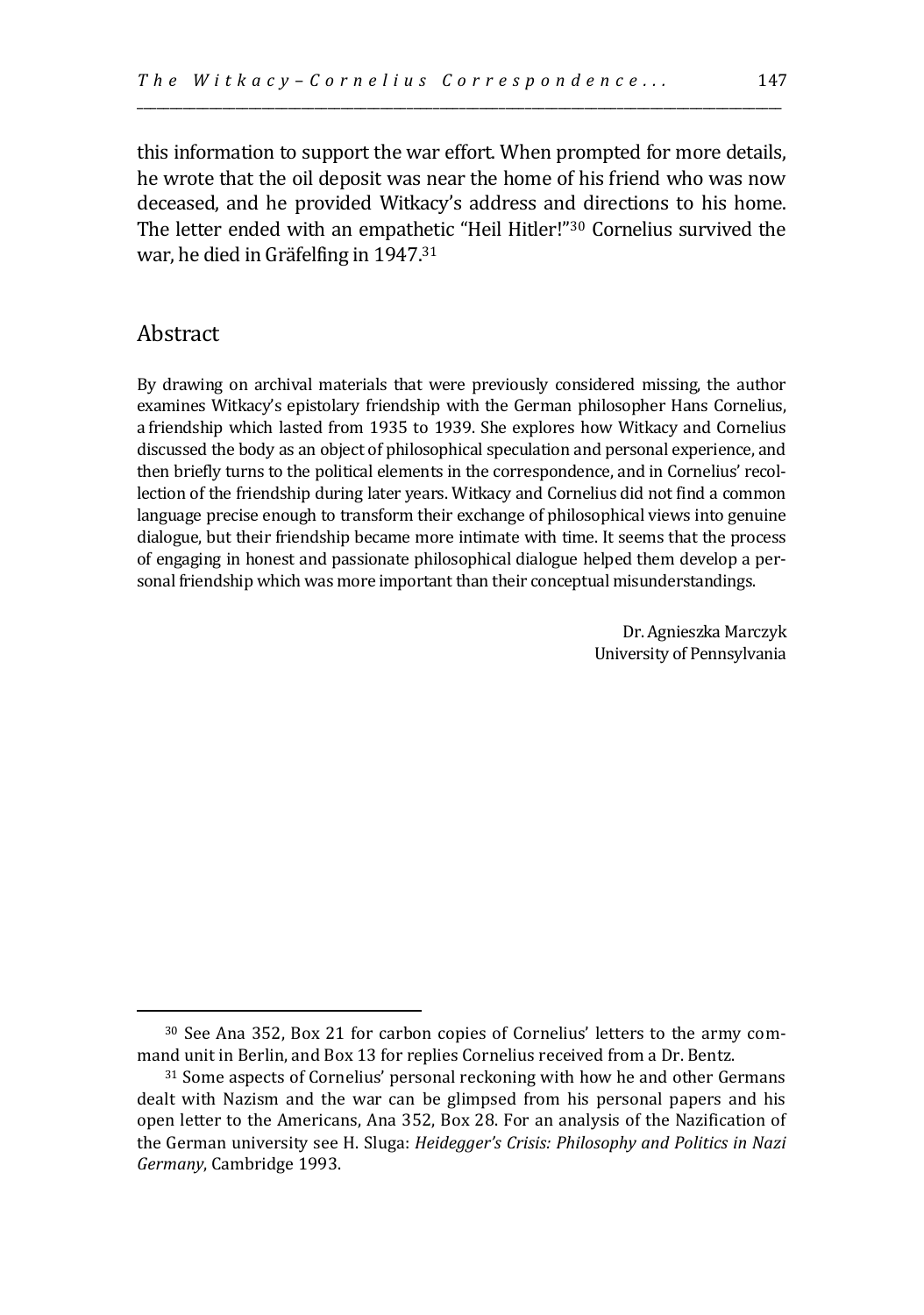this information to support the war effort. When prompted for more details, he wrote that the oil deposit was near the home of his friend who was now deceased, and he provided Witkacy's address and directions to his home. The letter ended with an empathetic "Heil Hitler!"[30] Cornelius survived the war, he died in Gräfelfing in 1947.[31]

## Abstract

By drawing on archival materials that were previously considered missing, the author examines Witkacy's epistolary friendship with the German philosopher Hans Cornelius, a friendship which lasted from 1935 to 1939. She explores how Witkacy and Cornelius discussed the body as an object of philosophical speculation and personal experience, and then briefly turns to the political elements in the correspondence, and in Cornelius' recollection of the friendship during later years. Witkacy and Cornelius did not find a common language precise enough to transform their exchange of philosophical views into genuine dialogue, but their friendship became more intimate with time. It seems that the process of engaging in honest and passionate philosophical dialogue helped them develop a personal friendship which was more important than their conceptual misunderstandings.

Dr. Agnieszka Marczyk
University of Pennsylvania

---

[30] See Ana 352, Box 21 for carbon copies of Cornelius' letters to the army command unit in Berlin, and Box 13 for replies Cornelius received from a Dr. Bentz.

[31] Some aspects of Cornelius' personal reckoning with how he and other Germans dealt with Nazism and the war can be glimpsed from his personal papers and his open letter to the Americans, Ana 352, Box 28. For an analysis of the Nazification of the German university see H. Sluga: *Heidegger's Crisis: Philosophy and Politics in Nazi Germany*, Cambridge 1993.